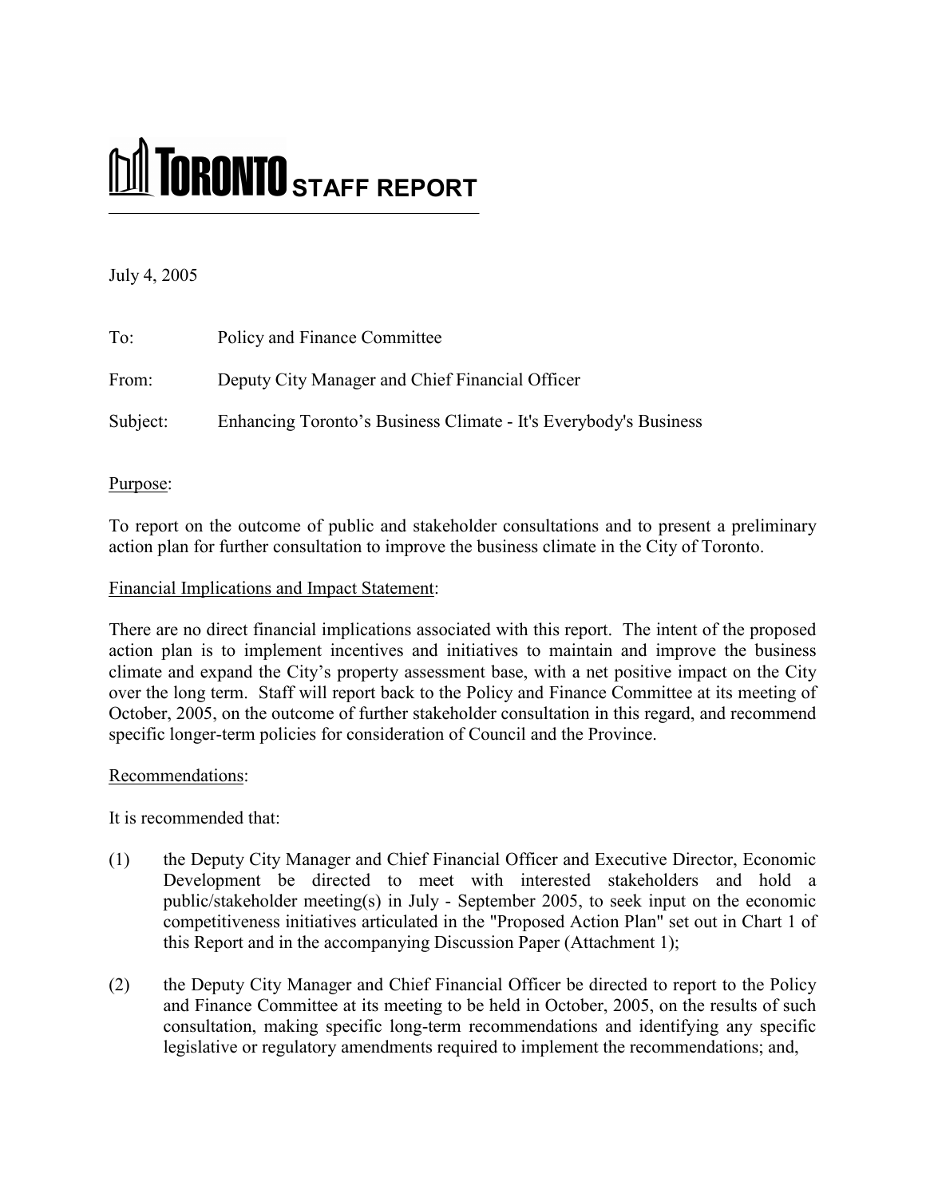# TORONTO STAFF REPORT

July 4, 2005

To: Policy and Finance Committee

From: Deputy City Manager and Chief Financial Officer

Subject: Enhancing Toronto's Business Climate - It's Everybody's Business

Purpose:

To report on the outcome of public and stakeholder consultations and to present a preliminary action plan for further consultation to improve the business climate in the City of Toronto.

Financial Implications and Impact Statement:

There are no direct financial implications associated with this report. The intent of the proposed action plan is to implement incentives and initiatives to maintain and improve the business climate and expand the City's property assessment base, with a net positive impact on the City over the long term. Staff will report back to the Policy and Finance Committee at its meeting of October, 2005, on the outcome of further stakeholder consultation in this regard, and recommend specific longer-term policies for consideration of Council and the Province.

Recommendations:

It is recommended that:

(1) the Deputy City Manager and Chief Financial Officer and Executive Director, Economic Development be directed to meet with interested stakeholders and hold a public/stakeholder meeting(s) in July - September 2005, to seek input on the economic competitiveness initiatives articulated in the "Proposed Action Plan" set out in Chart 1 of this Report and in the accompanying Discussion Paper (Attachment 1);

(2) the Deputy City Manager and Chief Financial Officer be directed to report to the Policy and Finance Committee at its meeting to be held in October, 2005, on the results of such consultation, making specific long-term recommendations and identifying any specific legislative or regulatory amendments required to implement the recommendations; and,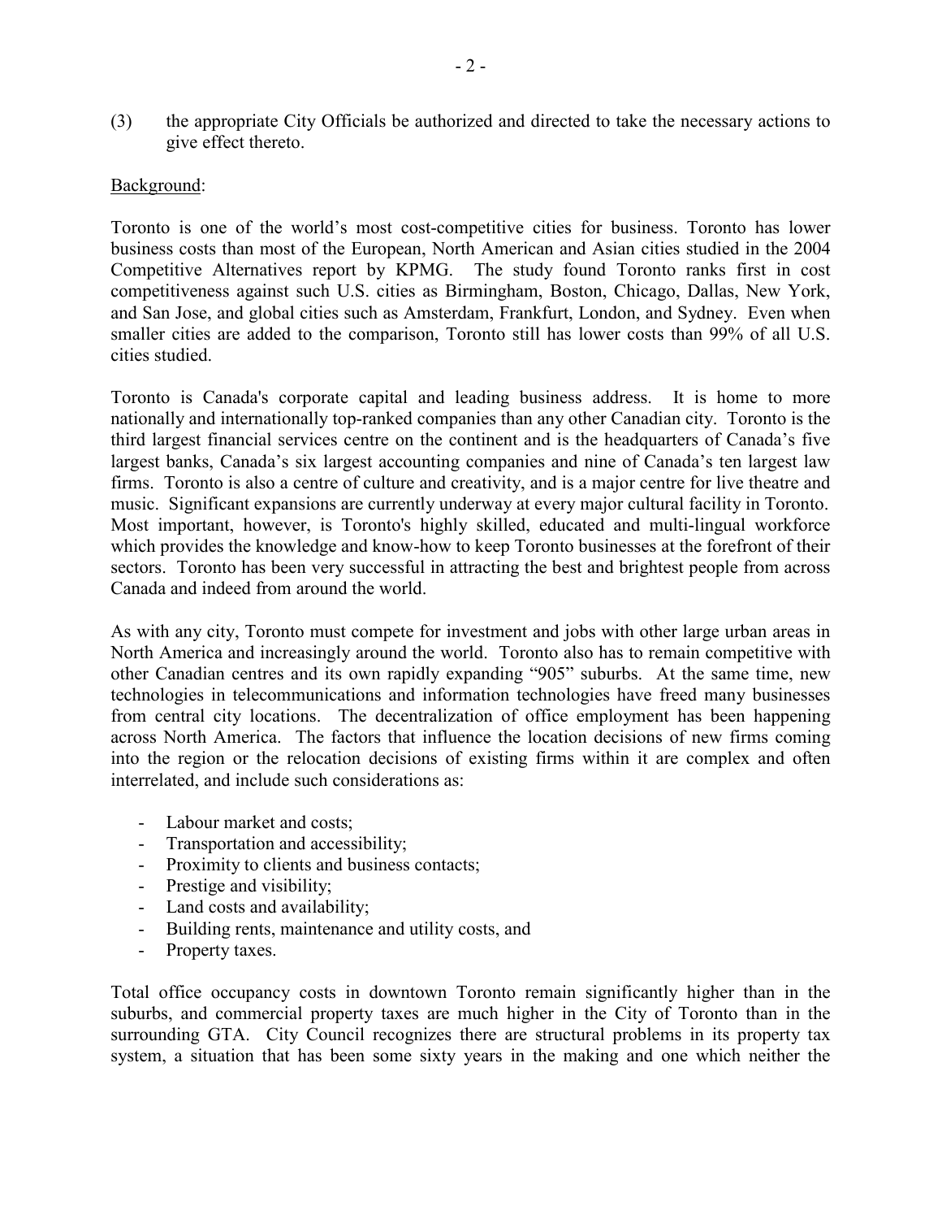(3) the appropriate City Officials be authorized and directed to take the necessary actions to give effect thereto.

<u>Background</u>:

Toronto is one of the world's most cost-competitive cities for business. Toronto has lower business costs than most of the European, North American and Asian cities studied in the 2004 Competitive Alternatives report by KPMG. The study found Toronto ranks first in cost competitiveness against such U.S. cities as Birmingham, Boston, Chicago, Dallas, New York, and San Jose, and global cities such as Amsterdam, Frankfurt, London, and Sydney. Even when smaller cities are added to the comparison, Toronto still has lower costs than 99% of all U.S. cities studied.

Toronto is Canada's corporate capital and leading business address. It is home to more nationally and internationally top-ranked companies than any other Canadian city. Toronto is the third largest financial services centre on the continent and is the headquarters of Canada's five largest banks, Canada's six largest accounting companies and nine of Canada's ten largest law firms. Toronto is also a centre of culture and creativity, and is a major centre for live theatre and music. Significant expansions are currently underway at every major cultural facility in Toronto. Most important, however, is Toronto's highly skilled, educated and multi-lingual workforce which provides the knowledge and know-how to keep Toronto businesses at the forefront of their sectors. Toronto has been very successful in attracting the best and brightest people from across Canada and indeed from around the world.

As with any city, Toronto must compete for investment and jobs with other large urban areas in North America and increasingly around the world. Toronto also has to remain competitive with other Canadian centres and its own rapidly expanding "905" suburbs. At the same time, new technologies in telecommunications and information technologies have freed many businesses from central city locations. The decentralization of office employment has been happening across North America. The factors that influence the location decisions of new firms coming into the region or the relocation decisions of existing firms within it are complex and often interrelated, and include such considerations as:

- Labour market and costs;
- Transportation and accessibility;
- Proximity to clients and business contacts;
- Prestige and visibility;
- Land costs and availability;
- Building rents, maintenance and utility costs, and
- Property taxes.

Total office occupancy costs in downtown Toronto remain significantly higher than in the suburbs, and commercial property taxes are much higher in the City of Toronto than in the surrounding GTA. City Council recognizes there are structural problems in its property tax system, a situation that has been some sixty years in the making and one which neither the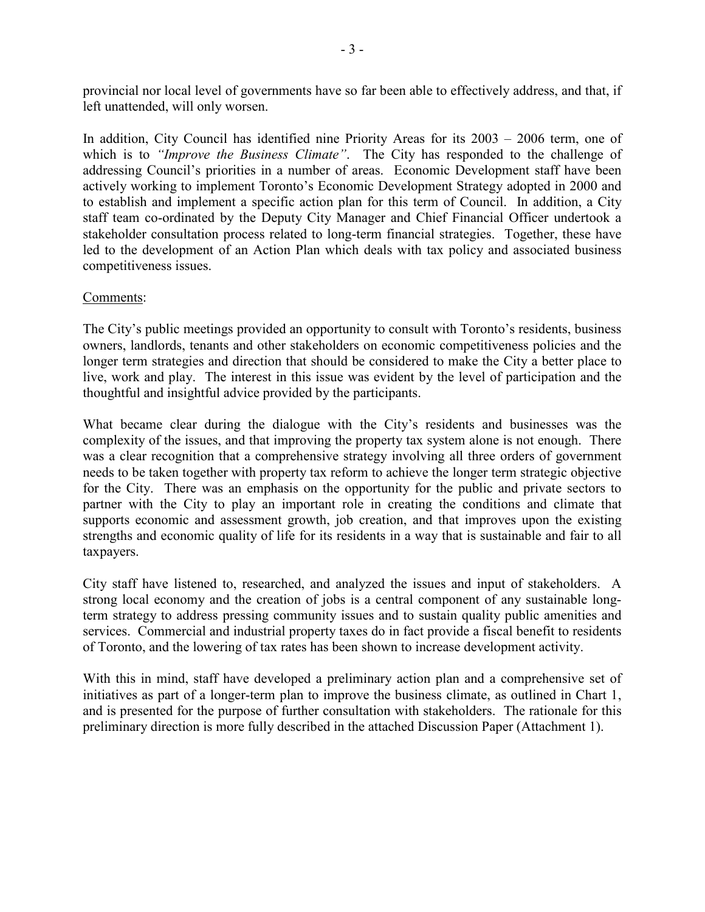provincial nor local level of governments have so far been able to effectively address, and that, if left unattended, will only worsen.

In addition, City Council has identified nine Priority Areas for its 2003 – 2006 term, one of which is to *"Improve the Business Climate"*. The City has responded to the challenge of addressing Council's priorities in a number of areas. Economic Development staff have been actively working to implement Toronto's Economic Development Strategy adopted in 2000 and to establish and implement a specific action plan for this term of Council. In addition, a City staff team co-ordinated by the Deputy City Manager and Chief Financial Officer undertook a stakeholder consultation process related to long-term financial strategies. Together, these have led to the development of an Action Plan which deals with tax policy and associated business competitiveness issues.

Comments:

The City's public meetings provided an opportunity to consult with Toronto's residents, business owners, landlords, tenants and other stakeholders on economic competitiveness policies and the longer term strategies and direction that should be considered to make the City a better place to live, work and play. The interest in this issue was evident by the level of participation and the thoughtful and insightful advice provided by the participants.

What became clear during the dialogue with the City's residents and businesses was the complexity of the issues, and that improving the property tax system alone is not enough. There was a clear recognition that a comprehensive strategy involving all three orders of government needs to be taken together with property tax reform to achieve the longer term strategic objective for the City. There was an emphasis on the opportunity for the public and private sectors to partner with the City to play an important role in creating the conditions and climate that supports economic and assessment growth, job creation, and that improves upon the existing strengths and economic quality of life for its residents in a way that is sustainable and fair to all taxpayers.

City staff have listened to, researched, and analyzed the issues and input of stakeholders. A strong local economy and the creation of jobs is a central component of any sustainable long-term strategy to address pressing community issues and to sustain quality public amenities and services. Commercial and industrial property taxes do in fact provide a fiscal benefit to residents of Toronto, and the lowering of tax rates has been shown to increase development activity.

With this in mind, staff have developed a preliminary action plan and a comprehensive set of initiatives as part of a longer-term plan to improve the business climate, as outlined in Chart 1, and is presented for the purpose of further consultation with stakeholders. The rationale for this preliminary direction is more fully described in the attached Discussion Paper (Attachment 1).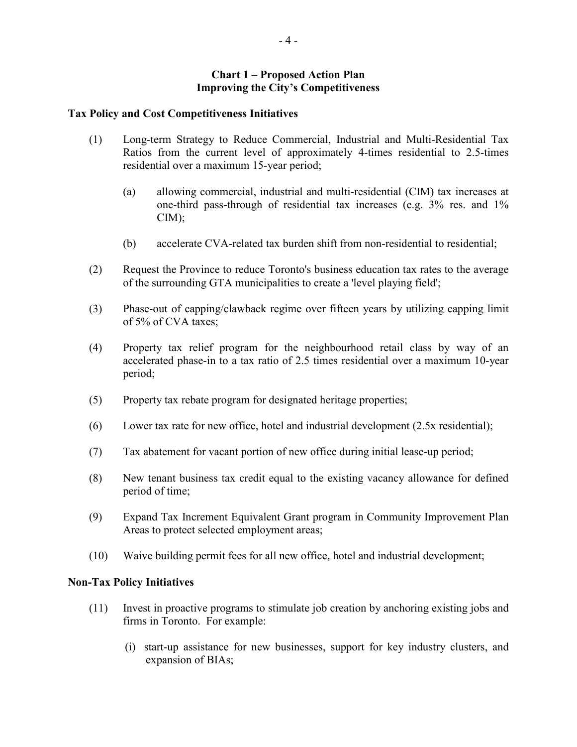## Chart 1 – Proposed Action Plan
## Improving the City's Competitiveness

### Tax Policy and Cost Competitiveness Initiatives

(1) Long-term Strategy to Reduce Commercial, Industrial and Multi-Residential Tax Ratios from the current level of approximately 4-times residential to 2.5-times residential over a maximum 15-year period;

  (a) allowing commercial, industrial and multi-residential (CIM) tax increases at one-third pass-through of residential tax increases (e.g. 3% res. and 1% CIM);

  (b) accelerate CVA-related tax burden shift from non-residential to residential;

(2) Request the Province to reduce Toronto's business education tax rates to the average of the surrounding GTA municipalities to create a 'level playing field';

(3) Phase-out of capping/clawback regime over fifteen years by utilizing capping limit of 5% of CVA taxes;

(4) Property tax relief program for the neighbourhood retail class by way of an accelerated phase-in to a tax ratio of 2.5 times residential over a maximum 10-year period;

(5) Property tax rebate program for designated heritage properties;

(6) Lower tax rate for new office, hotel and industrial development (2.5x residential);

(7) Tax abatement for vacant portion of new office during initial lease-up period;

(8) New tenant business tax credit equal to the existing vacancy allowance for defined period of time;

(9) Expand Tax Increment Equivalent Grant program in Community Improvement Plan Areas to protect selected employment areas;

(10) Waive building permit fees for all new office, hotel and industrial development;

### Non-Tax Policy Initiatives

(11) Invest in proactive programs to stimulate job creation by anchoring existing jobs and firms in Toronto. For example:

  (i) start-up assistance for new businesses, support for key industry clusters, and expansion of BIAs;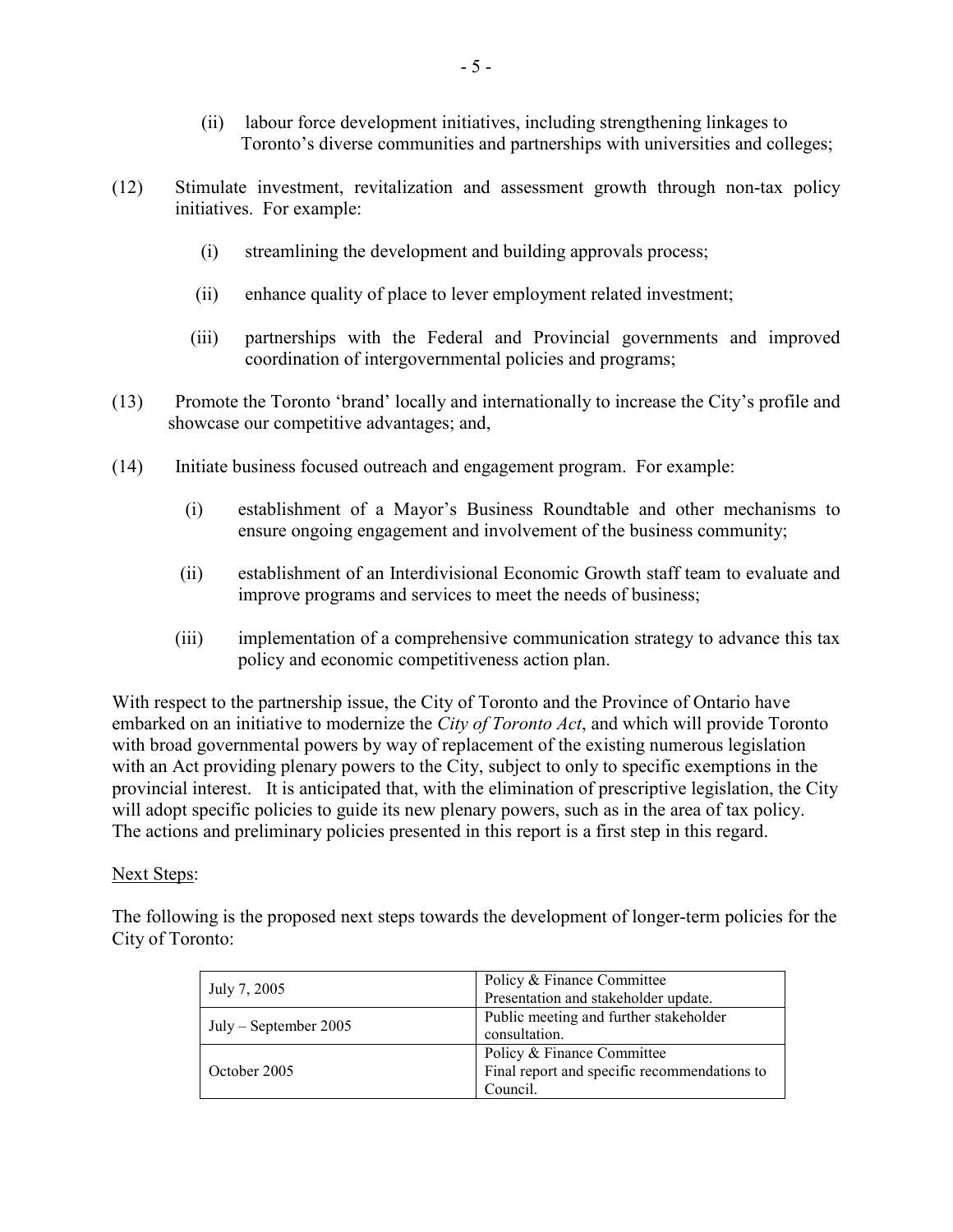(ii) labour force development initiatives, including strengthening linkages to Toronto's diverse communities and partnerships with universities and colleges;

(12) Stimulate investment, revitalization and assessment growth through non-tax policy initiatives. For example:

(i) streamlining the development and building approvals process;

(ii) enhance quality of place to lever employment related investment;

(iii) partnerships with the Federal and Provincial governments and improved coordination of intergovernmental policies and programs;

(13) Promote the Toronto 'brand' locally and internationally to increase the City's profile and showcase our competitive advantages; and,

(14) Initiate business focused outreach and engagement program. For example:

(i) establishment of a Mayor's Business Roundtable and other mechanisms to ensure ongoing engagement and involvement of the business community;

(ii) establishment of an Interdivisional Economic Growth staff team to evaluate and improve programs and services to meet the needs of business;

(iii) implementation of a comprehensive communication strategy to advance this tax policy and economic competitiveness action plan.

With respect to the partnership issue, the City of Toronto and the Province of Ontario have embarked on an initiative to modernize the *City of Toronto Act*, and which will provide Toronto with broad governmental powers by way of replacement of the existing numerous legislation with an Act providing plenary powers to the City, subject to only to specific exemptions in the provincial interest. It is anticipated that, with the elimination of prescriptive legislation, the City will adopt specific policies to guide its new plenary powers, such as in the area of tax policy. The actions and preliminary policies presented in this report is a first step in this regard.

Next Steps:

The following is the proposed next steps towards the development of longer-term policies for the City of Toronto:

| | |
|---|---|
| July 7, 2005 | Policy & Finance Committee<br>Presentation and stakeholder update. |
| July – September 2005 | Public meeting and further stakeholder consultation. |
| October 2005 | Policy & Finance Committee<br>Final report and specific recommendations to Council. |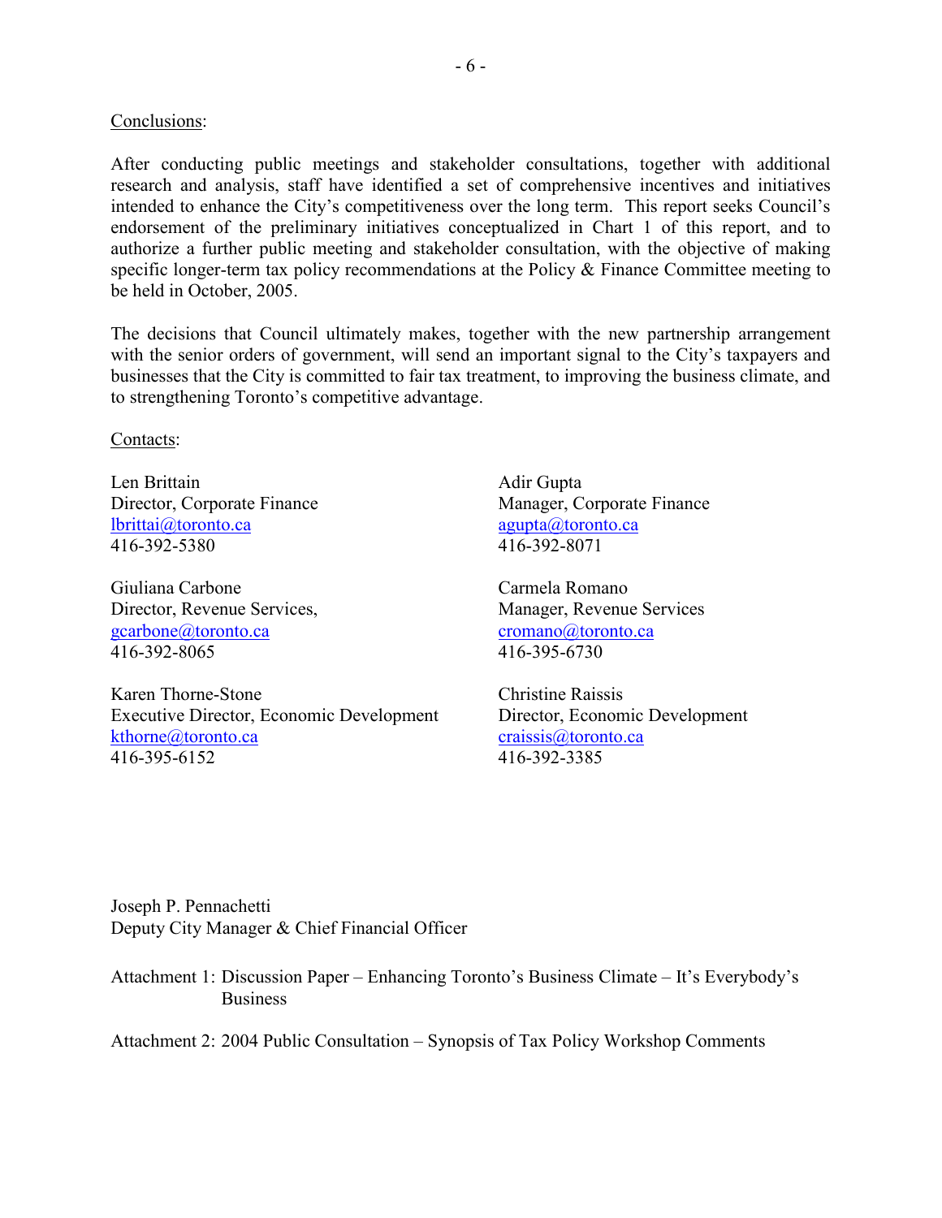Conclusions:

After conducting public meetings and stakeholder consultations, together with additional research and analysis, staff have identified a set of comprehensive incentives and initiatives intended to enhance the City's competitiveness over the long term. This report seeks Council's endorsement of the preliminary initiatives conceptualized in Chart 1 of this report, and to authorize a further public meeting and stakeholder consultation, with the objective of making specific longer-term tax policy recommendations at the Policy & Finance Committee meeting to be held in October, 2005.

The decisions that Council ultimately makes, together with the new partnership arrangement with the senior orders of government, will send an important signal to the City's taxpayers and businesses that the City is committed to fair tax treatment, to improving the business climate, and to strengthening Toronto's competitive advantage.

Contacts:

Len Brittain
Director, Corporate Finance
lbrittai@toronto.ca
416-392-5380

Adir Gupta
Manager, Corporate Finance
agupta@toronto.ca
416-392-8071

Giuliana Carbone
Director, Revenue Services,
gcarbone@toronto.ca
416-392-8065

Carmela Romano
Manager, Revenue Services
cromano@toronto.ca
416-395-6730

Karen Thorne-Stone
Executive Director, Economic Development
kthorne@toronto.ca
416-395-6152

Christine Raissis
Director, Economic Development
craissis@toronto.ca
416-392-3385

Joseph P. Pennachetti
Deputy City Manager & Chief Financial Officer

Attachment 1: Discussion Paper – Enhancing Toronto's Business Climate – It's Everybody's Business

Attachment 2: 2004 Public Consultation – Synopsis of Tax Policy Workshop Comments